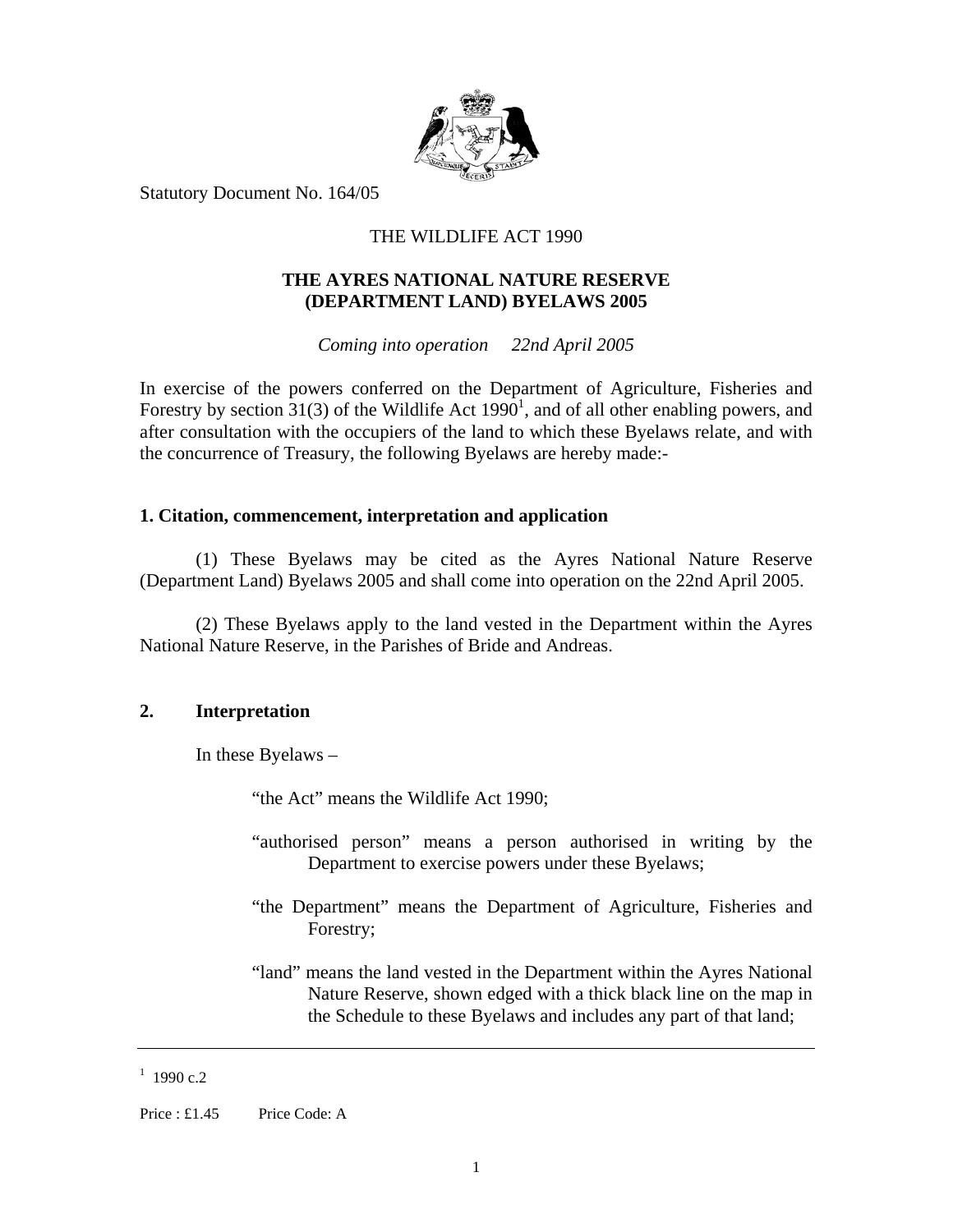Statutory Document No. 164/05

THE WILDLIFE ACT 1990

# THE AYRES NATIONAL NATURE RESERVE (DEPARTMENT LAND) BYELAWS 2005

*Coming into operation 22nd April 2005*

In exercise of the powers conferred on the Department of Agriculture, Fisheries and Forestry by section 31(3) of the Wildlife Act 1990[1], and of all other enabling powers, and after consultation with the occupiers of the land to which these Byelaws relate, and with the concurrence of Treasury, the following Byelaws are hereby made:-

## 1. Citation, commencement, interpretation and application

(1) These Byelaws may be cited as the Ayres National Nature Reserve (Department Land) Byelaws 2005 and shall come into operation on the 22nd April 2005.

(2) These Byelaws apply to the land vested in the Department within the Ayres National Nature Reserve, in the Parishes of Bride and Andreas.

## 2. Interpretation

In these Byelaws –

"the Act" means the Wildlife Act 1990;

"authorised person" means a person authorised in writing by the Department to exercise powers under these Byelaws;

"the Department" means the Department of Agriculture, Fisheries and Forestry;

"land" means the land vested in the Department within the Ayres National Nature Reserve, shown edged with a thick black line on the map in the Schedule to these Byelaws and includes any part of that land;

---

[1] 1990 c.2

Price : £1.45 Price Code: A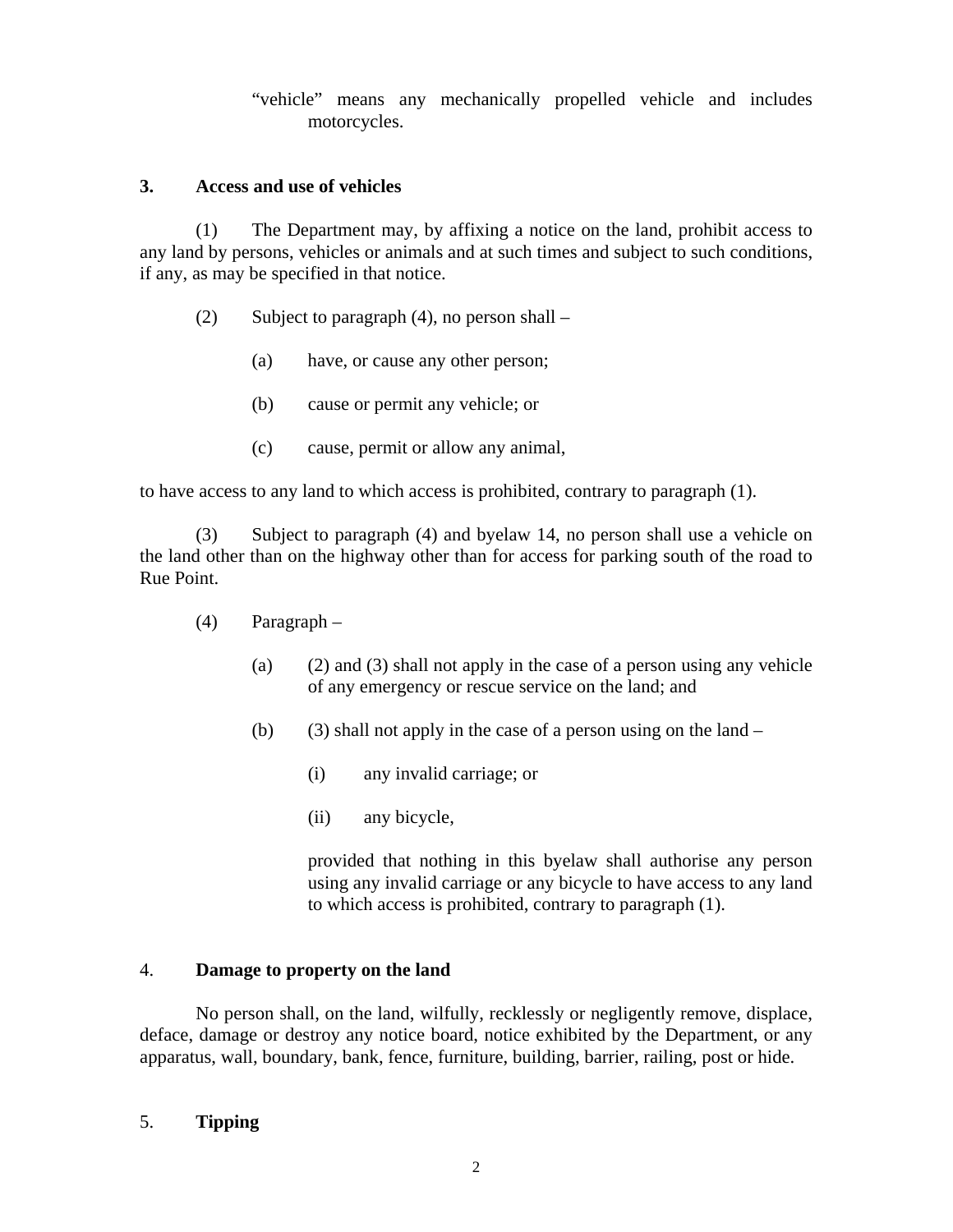"vehicle" means any mechanically propelled vehicle and includes motorcycles.

## 3. Access and use of vehicles

(1) The Department may, by affixing a notice on the land, prohibit access to any land by persons, vehicles or animals and at such times and subject to such conditions, if any, as may be specified in that notice.

(2) Subject to paragraph (4), no person shall –

(a) have, or cause any other person;

(b) cause or permit any vehicle; or

(c) cause, permit or allow any animal,

to have access to any land to which access is prohibited, contrary to paragraph (1).

(3) Subject to paragraph (4) and byelaw 14, no person shall use a vehicle on the land other than on the highway other than for access for parking south of the road to Rue Point.

(4) Paragraph –

(a) (2) and (3) shall not apply in the case of a person using any vehicle of any emergency or rescue service on the land; and

(b) (3) shall not apply in the case of a person using on the land –

(i) any invalid carriage; or

(ii) any bicycle,

provided that nothing in this byelaw shall authorise any person using any invalid carriage or any bicycle to have access to any land to which access is prohibited, contrary to paragraph (1).

## 4. Damage to property on the land

No person shall, on the land, wilfully, recklessly or negligently remove, displace, deface, damage or destroy any notice board, notice exhibited by the Department, or any apparatus, wall, boundary, bank, fence, furniture, building, barrier, railing, post or hide.

## 5. Tipping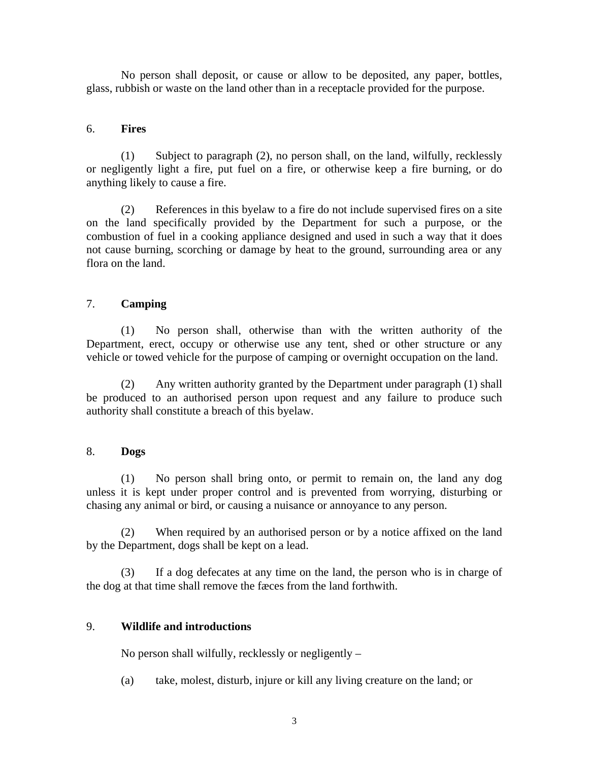No person shall deposit, or cause or allow to be deposited, any paper, bottles, glass, rubbish or waste on the land other than in a receptacle provided for the purpose.

6. **Fires**

(1) Subject to paragraph (2), no person shall, on the land, wilfully, recklessly or negligently light a fire, put fuel on a fire, or otherwise keep a fire burning, or do anything likely to cause a fire.

(2) References in this byelaw to a fire do not include supervised fires on a site on the land specifically provided by the Department for such a purpose, or the combustion of fuel in a cooking appliance designed and used in such a way that it does not cause burning, scorching or damage by heat to the ground, surrounding area or any flora on the land.

7. **Camping**

(1) No person shall, otherwise than with the written authority of the Department, erect, occupy or otherwise use any tent, shed or other structure or any vehicle or towed vehicle for the purpose of camping or overnight occupation on the land.

(2) Any written authority granted by the Department under paragraph (1) shall be produced to an authorised person upon request and any failure to produce such authority shall constitute a breach of this byelaw.

8. **Dogs**

(1) No person shall bring onto, or permit to remain on, the land any dog unless it is kept under proper control and is prevented from worrying, disturbing or chasing any animal or bird, or causing a nuisance or annoyance to any person.

(2) When required by an authorised person or by a notice affixed on the land by the Department, dogs shall be kept on a lead.

(3) If a dog defecates at any time on the land, the person who is in charge of the dog at that time shall remove the fæces from the land forthwith.

9. **Wildlife and introductions**

No person shall wilfully, recklessly or negligently –

(a) take, molest, disturb, injure or kill any living creature on the land; or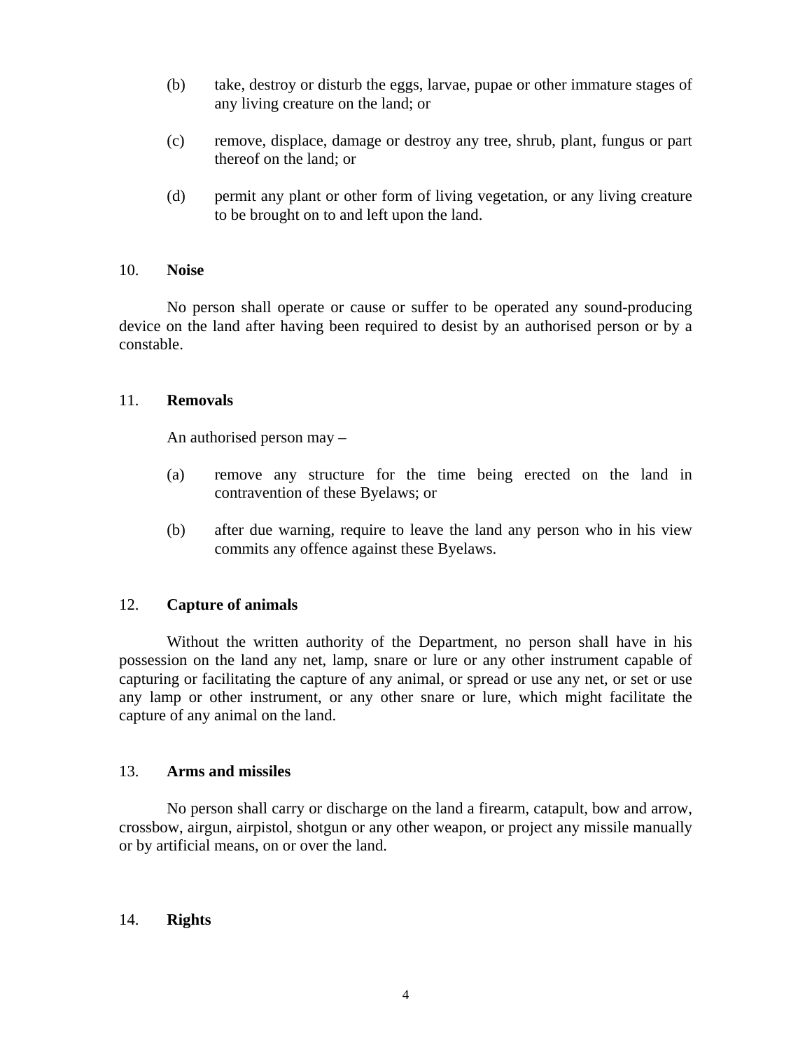(b) take, destroy or disturb the eggs, larvae, pupae or other immature stages of any living creature on the land; or

(c) remove, displace, damage or destroy any tree, shrub, plant, fungus or part thereof on the land; or

(d) permit any plant or other form of living vegetation, or any living creature to be brought on to and left upon the land.

10. **Noise**

No person shall operate or cause or suffer to be operated any sound-producing device on the land after having been required to desist by an authorised person or by a constable.

11. **Removals**

An authorised person may –

(a) remove any structure for the time being erected on the land in contravention of these Byelaws; or

(b) after due warning, require to leave the land any person who in his view commits any offence against these Byelaws.

12. **Capture of animals**

Without the written authority of the Department, no person shall have in his possession on the land any net, lamp, snare or lure or any other instrument capable of capturing or facilitating the capture of any animal, or spread or use any net, or set or use any lamp or other instrument, or any other snare or lure, which might facilitate the capture of any animal on the land.

13. **Arms and missiles**

No person shall carry or discharge on the land a firearm, catapult, bow and arrow, crossbow, airgun, airpistol, shotgun or any other weapon, or project any missile manually or by artificial means, on or over the land.

14. **Rights**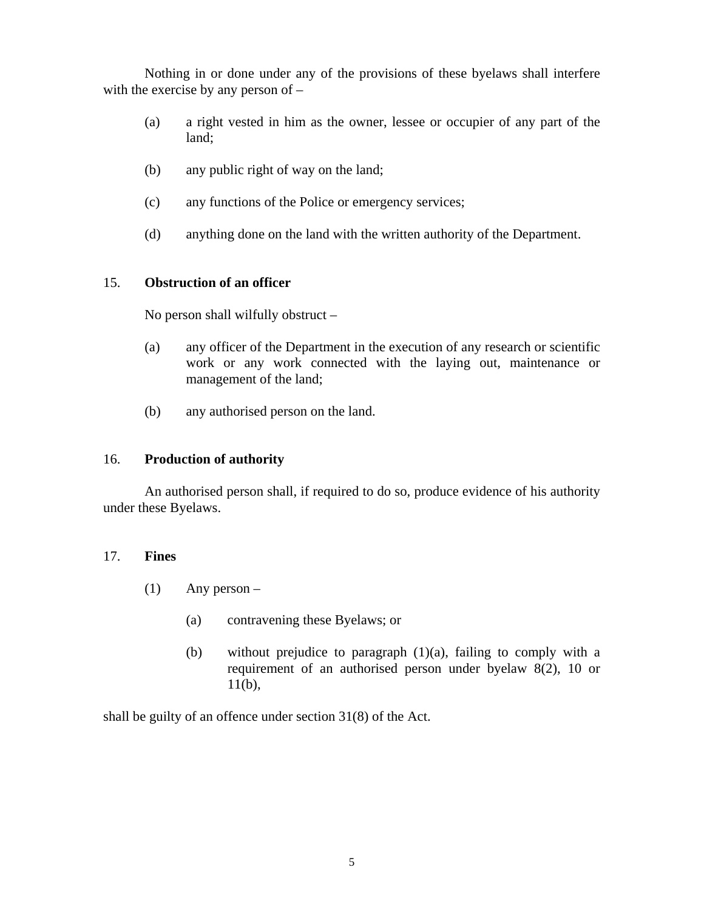Nothing in or done under any of the provisions of these byelaws shall interfere with the exercise by any person of –

(a) a right vested in him as the owner, lessee or occupier of any part of the land;

(b) any public right of way on the land;

(c) any functions of the Police or emergency services;

(d) anything done on the land with the written authority of the Department.

## 15. **Obstruction of an officer**

No person shall wilfully obstruct –

(a) any officer of the Department in the execution of any research or scientific work or any work connected with the laying out, maintenance or management of the land;

(b) any authorised person on the land.

## 16. **Production of authority**

An authorised person shall, if required to do so, produce evidence of his authority under these Byelaws.

## 17. **Fines**

(1) Any person –

(a) contravening these Byelaws; or

(b) without prejudice to paragraph (1)(a), failing to comply with a requirement of an authorised person under byelaw 8(2), 10 or 11(b),

shall be guilty of an offence under section 31(8) of the Act.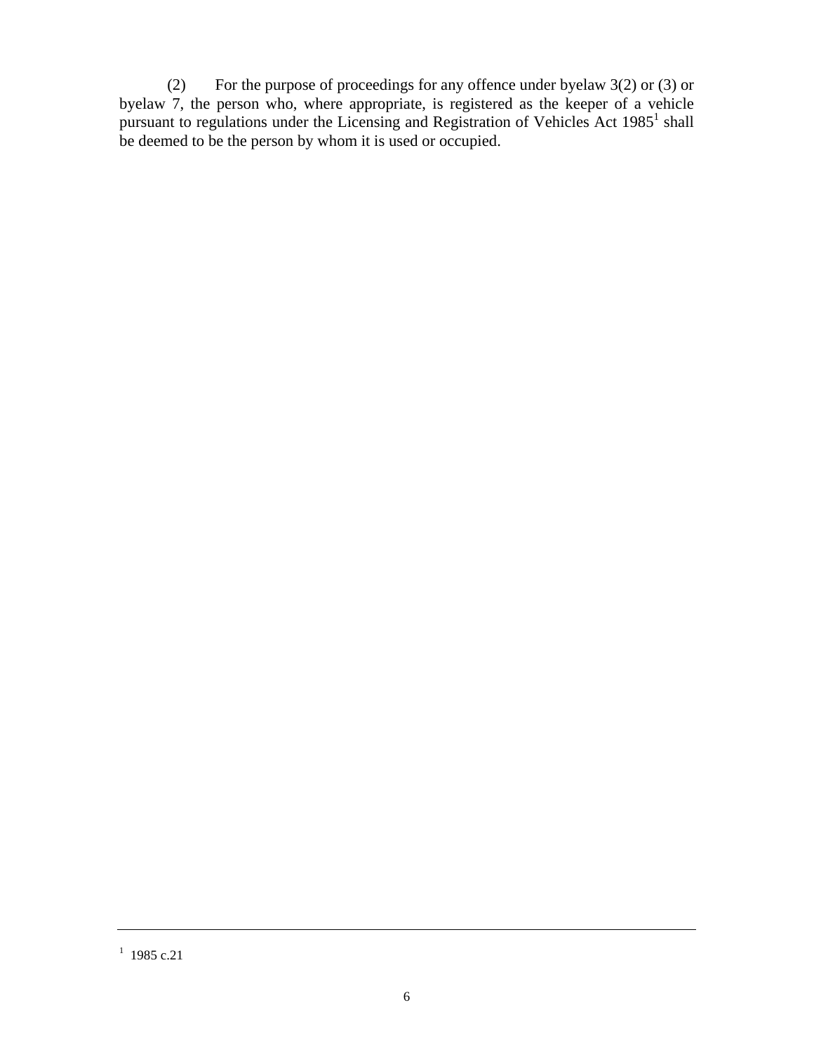(2) For the purpose of proceedings for any offence under byelaw 3(2) or (3) or byelaw 7, the person who, where appropriate, is registered as the keeper of a vehicle pursuant to regulations under the Licensing and Registration of Vehicles Act 1985[1] shall be deemed to be the person by whom it is used or occupied.

---

[1] 1985 c.21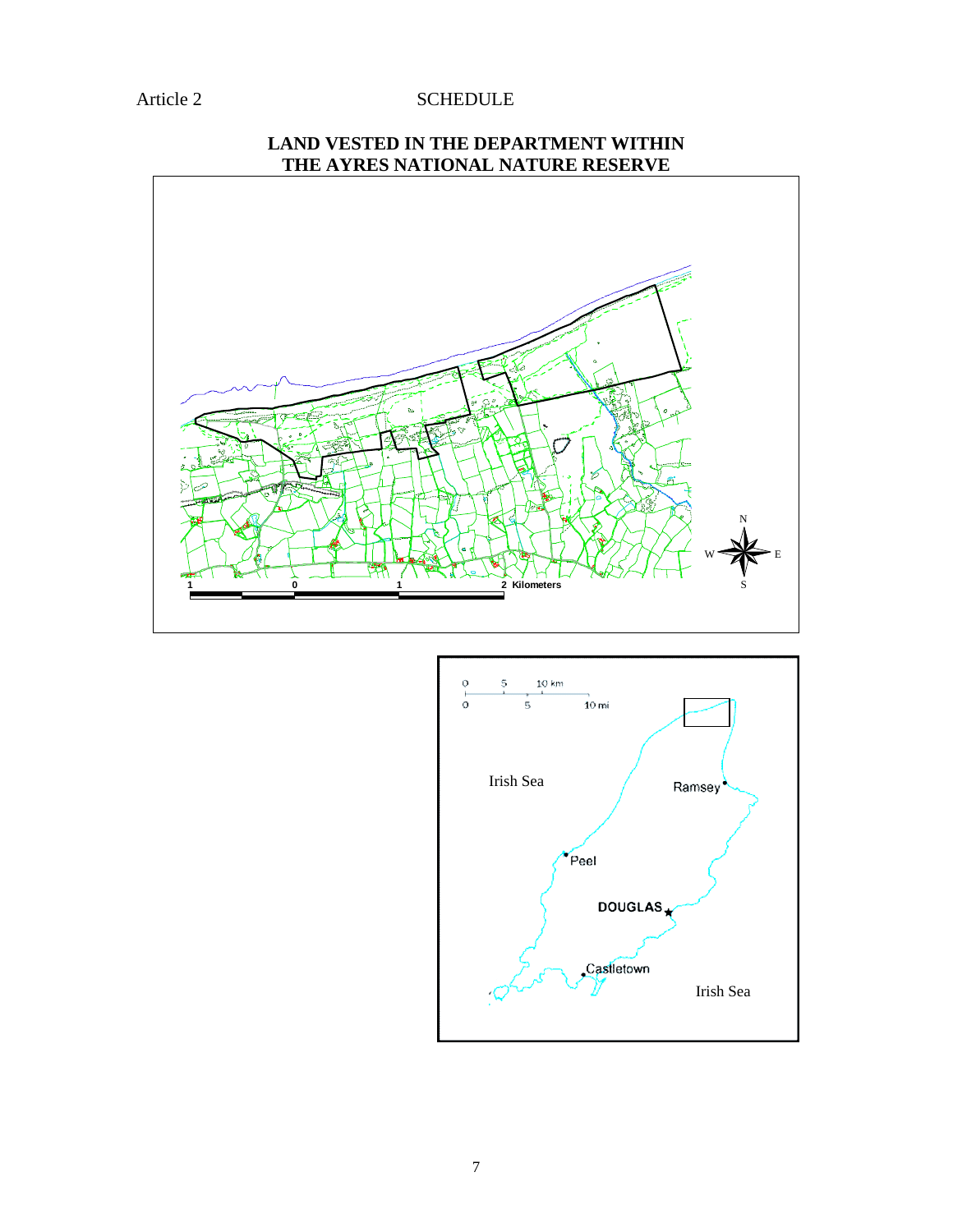Article 2

SCHEDULE

**LAND VESTED IN THE DEPARTMENT WITHIN THE AYRES NATIONAL NATURE RESERVE**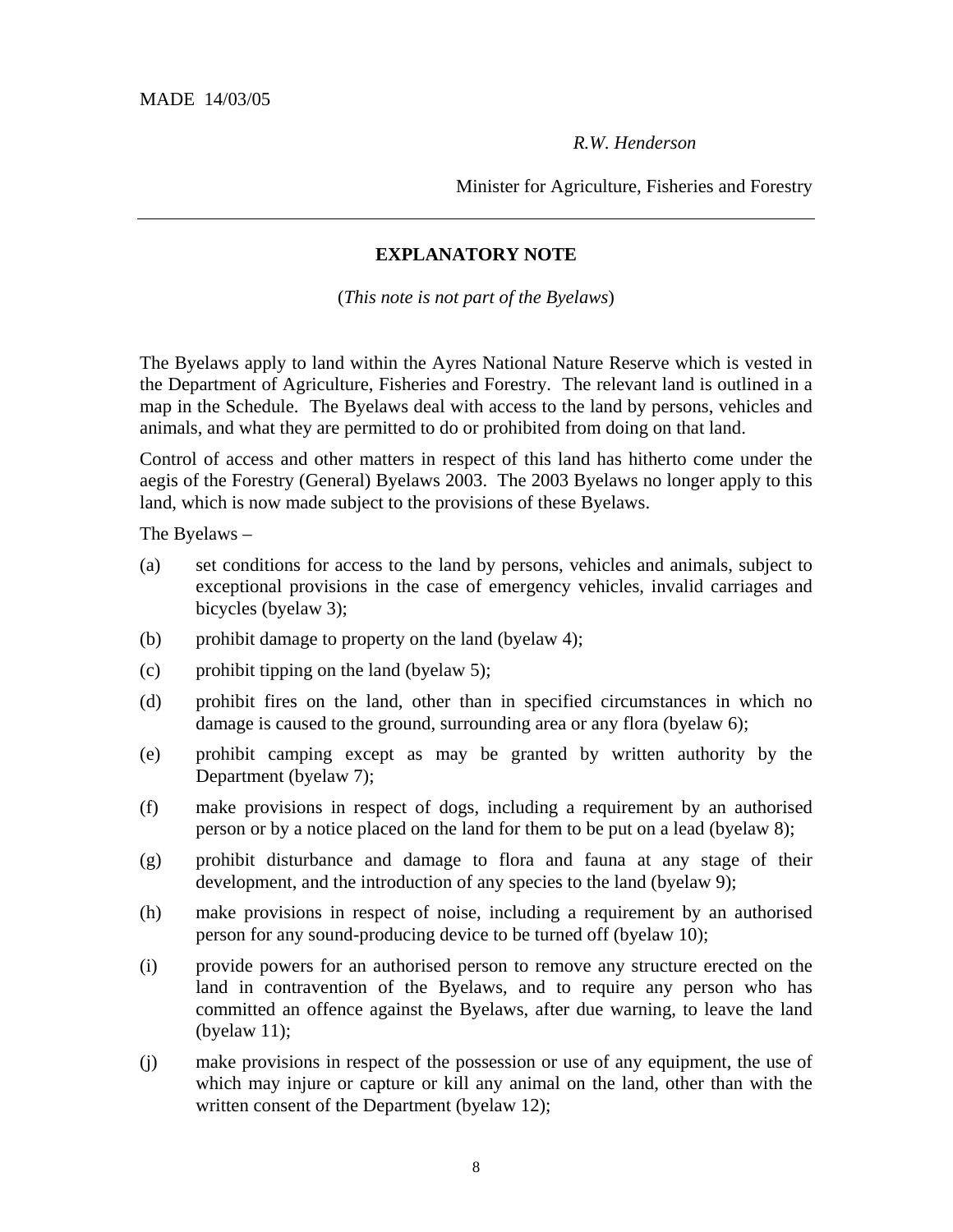MADE 14/03/05

*R.W. Henderson*

Minister for Agriculture, Fisheries and Forestry

---

## EXPLANATORY NOTE

(*This note is not part of the Byelaws*)

The Byelaws apply to land within the Ayres National Nature Reserve which is vested in the Department of Agriculture, Fisheries and Forestry. The relevant land is outlined in a map in the Schedule. The Byelaws deal with access to the land by persons, vehicles and animals, and what they are permitted to do or prohibited from doing on that land.

Control of access and other matters in respect of this land has hitherto come under the aegis of the Forestry (General) Byelaws 2003. The 2003 Byelaws no longer apply to this land, which is now made subject to the provisions of these Byelaws.

The Byelaws –

(a) set conditions for access to the land by persons, vehicles and animals, subject to exceptional provisions in the case of emergency vehicles, invalid carriages and bicycles (byelaw 3);

(b) prohibit damage to property on the land (byelaw 4);

(c) prohibit tipping on the land (byelaw 5);

(d) prohibit fires on the land, other than in specified circumstances in which no damage is caused to the ground, surrounding area or any flora (byelaw 6);

(e) prohibit camping except as may be granted by written authority by the Department (byelaw 7);

(f) make provisions in respect of dogs, including a requirement by an authorised person or by a notice placed on the land for them to be put on a lead (byelaw 8);

(g) prohibit disturbance and damage to flora and fauna at any stage of their development, and the introduction of any species to the land (byelaw 9);

(h) make provisions in respect of noise, including a requirement by an authorised person for any sound-producing device to be turned off (byelaw 10);

(i) provide powers for an authorised person to remove any structure erected on the land in contravention of the Byelaws, and to require any person who has committed an offence against the Byelaws, after due warning, to leave the land (byelaw 11);

(j) make provisions in respect of the possession or use of any equipment, the use of which may injure or capture or kill any animal on the land, other than with the written consent of the Department (byelaw 12);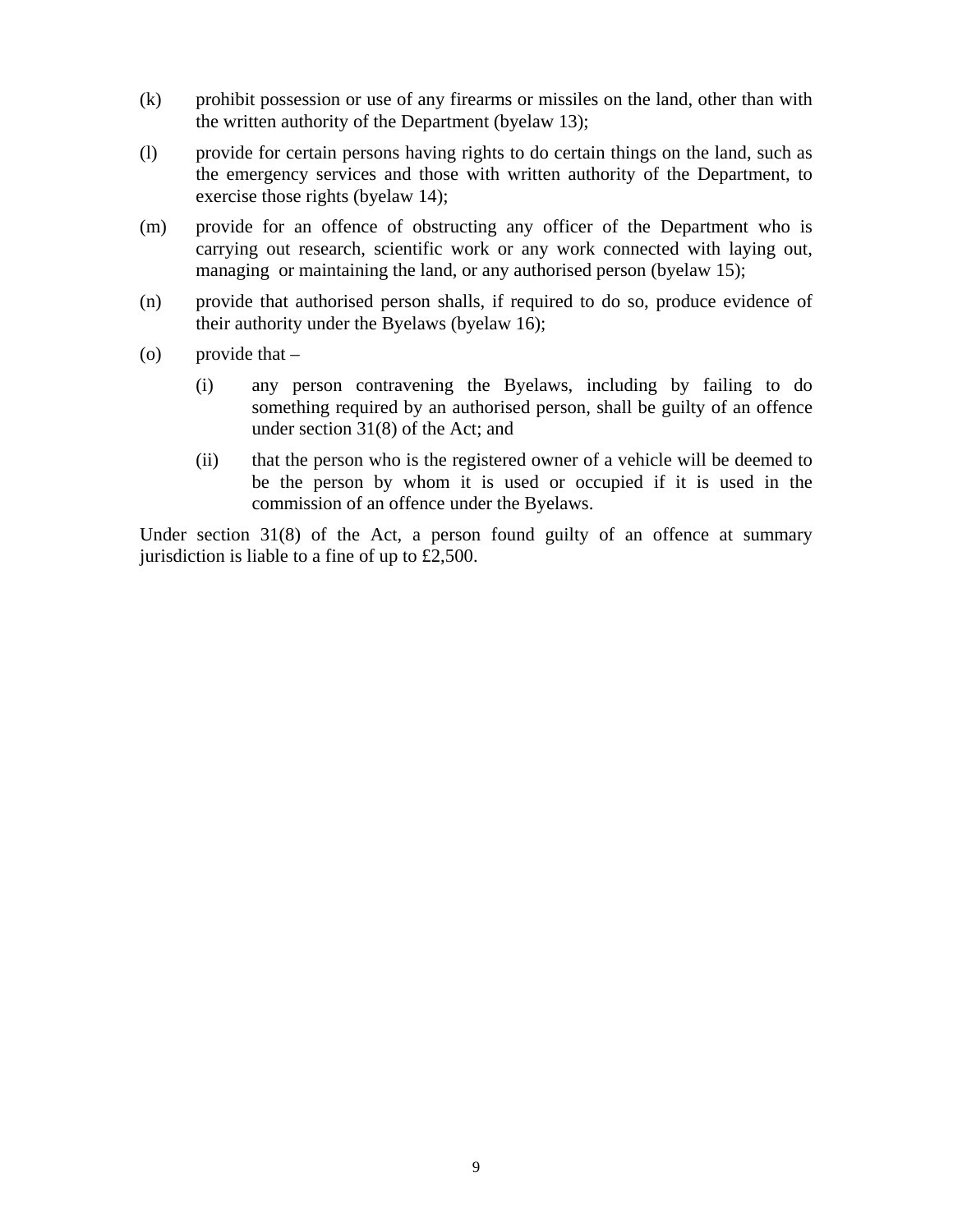(k) prohibit possession or use of any firearms or missiles on the land, other than with the written authority of the Department (byelaw 13);

(l) provide for certain persons having rights to do certain things on the land, such as the emergency services and those with written authority of the Department, to exercise those rights (byelaw 14);

(m) provide for an offence of obstructing any officer of the Department who is carrying out research, scientific work or any work connected with laying out, managing or maintaining the land, or any authorised person (byelaw 15);

(n) provide that authorised person shalls, if required to do so, produce evidence of their authority under the Byelaws (byelaw 16);

(o) provide that –

  (i) any person contravening the Byelaws, including by failing to do something required by an authorised person, shall be guilty of an offence under section 31(8) of the Act; and

  (ii) that the person who is the registered owner of a vehicle will be deemed to be the person by whom it is used or occupied if it is used in the commission of an offence under the Byelaws.

Under section 31(8) of the Act, a person found guilty of an offence at summary jurisdiction is liable to a fine of up to £2,500.